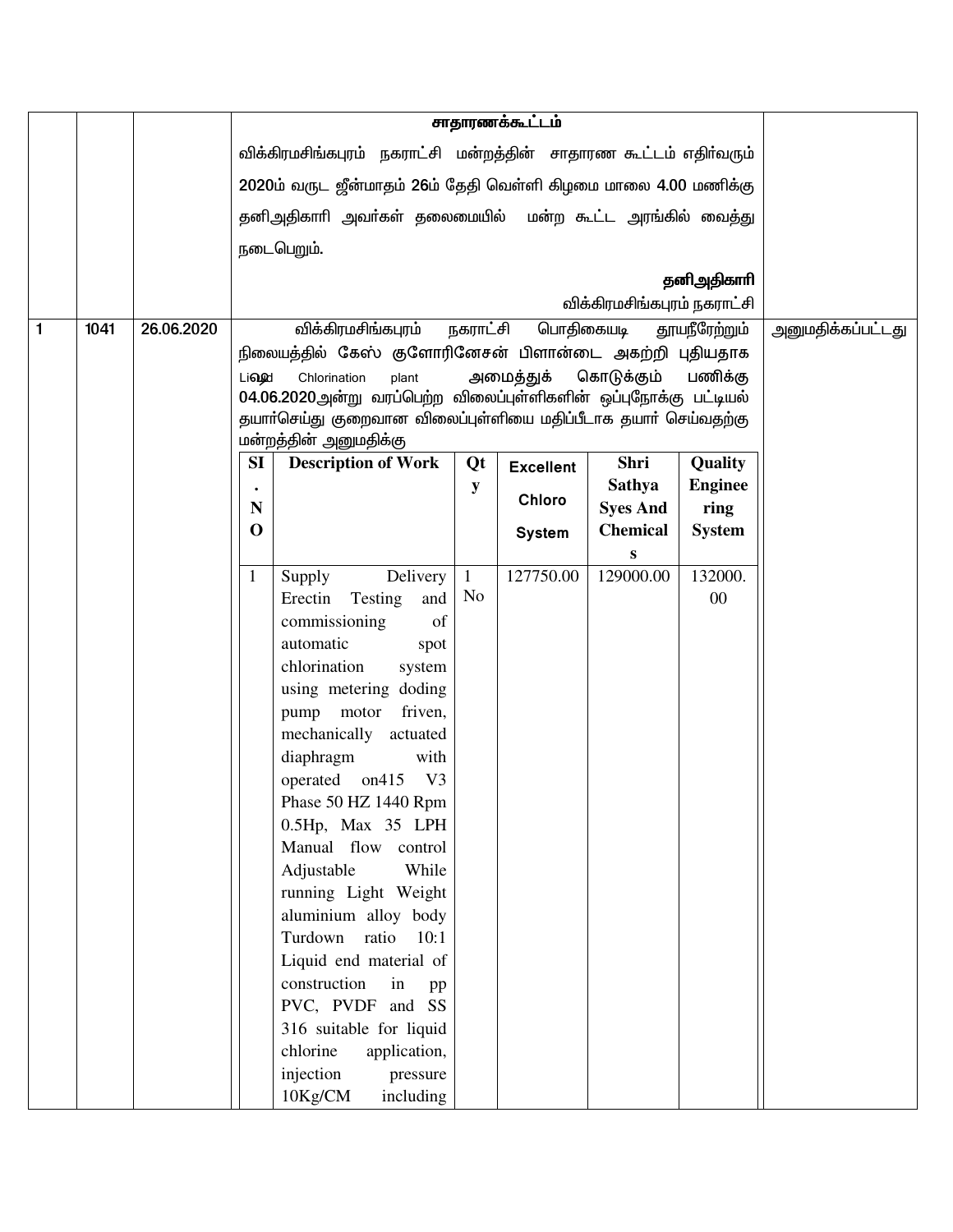| | | | சாதாரணக்கூட்டம் | |
|---|---|---|---|---|
| | | | விக்கிரமசிங்கபுரம் நகராட்சி மன்றத்தின் சாதாரண கூட்டம் எதிர்வரும் 2020ம் வருட ஜீன்மாதம் 26ம் தேதி வெள்ளி கிழமை மாலை 4.00 மணிக்கு தனிஅதிகாரி அவர்கள் தலைமையில் மன்ற கூட்ட அரங்கில் வைத்து நடைபெறும்.<br><br>**தனிஅதிகாரி**<br>விக்கிரமசிங்கபுரம் நகராட்சி | |
| 1 | 1041 | 26.06.2020 | விக்கிரமசிங்கபுரம் நகராட்சி பொதிகையடி தூயநீரேற்றும் நிலையத்தில் கேஸ் குளோரினேசன் பிளான்டை அகற்றி புதியதாக Liஷுd Chlorination plant அமைத்துக் கொடுக்கும் பணிக்கு 04.06.2020அன்று வரப்பெற்ற விலைப்புள்ளிகளின் ஒப்புநோக்கு பட்டியல் தயார்செய்து குறைவான விலைப்புள்ளியை மதிப்பீடாக தயார் செய்வதற்கு மன்றத்தின் அனுமதிக்கு | அனுமதிக்கப்பட்டது |

| SI. NO | Description of Work | Qty | Excellent Chloro System | Shri Sathya Syes And Chemicals | Quality Engineering System |
|---|---|---|---|---|---|
| 1 | Supply Delivery Erectin Testing and commissioning of automatic spot chlorination system using metering doding pump motor friven, mechanically actuated diaphragm with operated on415 V3 Phase 50 HZ 1440 Rpm 0.5Hp, Max 35 LPH Manual flow control Adjustable While running Light Weight aluminium alloy body Turdown ratio 10:1 Liquid end material of construction in pp PVC, PVDF and SS 316 suitable for liquid chlorine application, injection pressure 10Kg/CM including | 1 No | 127750.00 | 129000.00 | 132000.00 |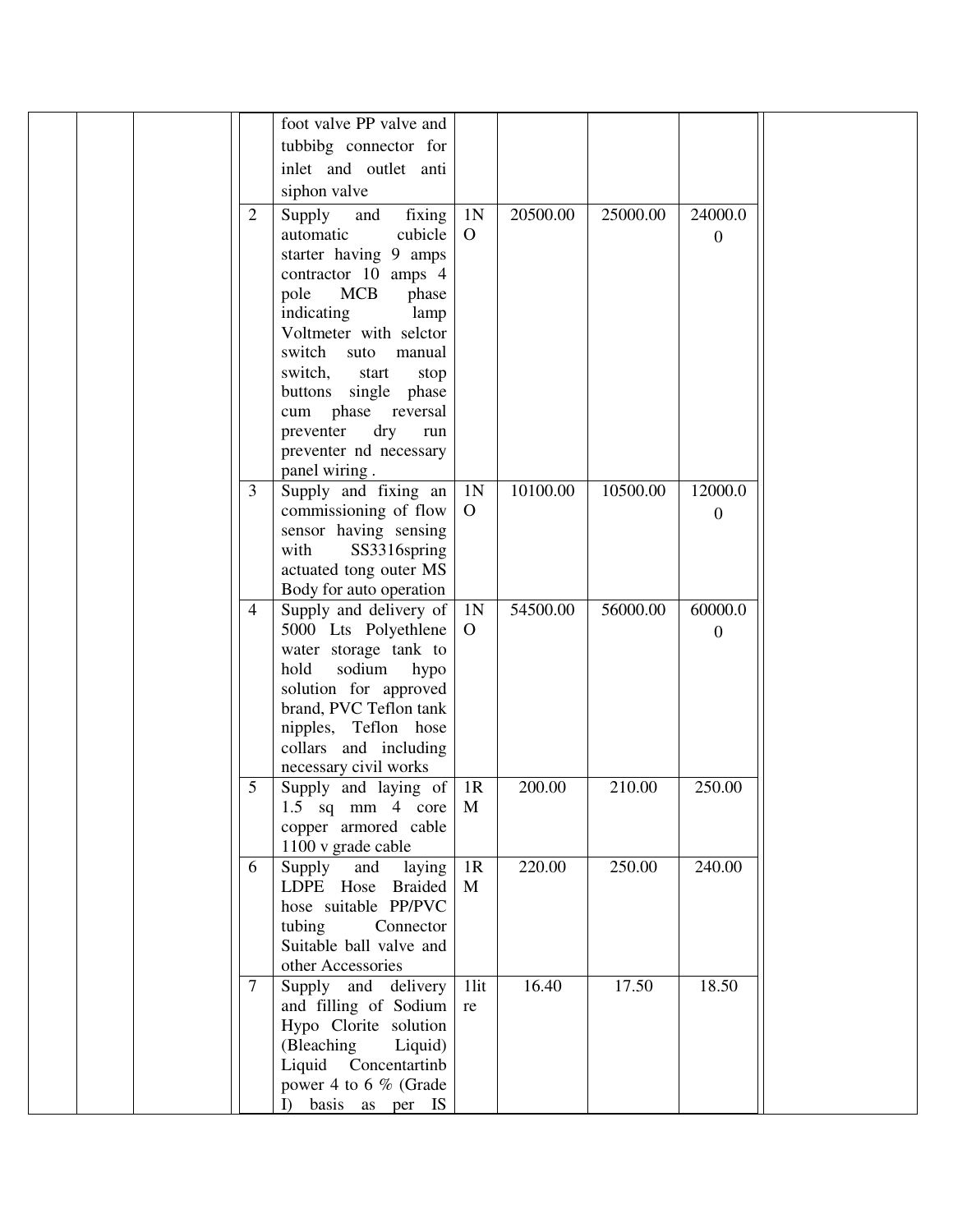| | | | | | | | | | |
|---|---|---|---|---|---|---|---|---|---|
| | | | | foot valve PP valve and tubbibg connector for inlet and outlet anti siphon valve | | | | | |
| | | | 2 | Supply and fixing automatic cubicle starter having 9 amps contractor 10 amps 4 pole MCB phase indicating lamp Voltmeter with selctor switch suto manual switch, start stop buttons single phase cum phase reversal preventer dry run preventer nd necessary panel wiring . | 1NO | 20500.00 | 25000.00 | 24000.00 | |
| | | | 3 | Supply and fixing an commissioning of flow sensor having sensing with SS3316spring actuated tong outer MS Body for auto operation | 1NO | 10100.00 | 10500.00 | 12000.00 | |
| | | | 4 | Supply and delivery of 5000 Lts Polyethlene water storage tank to hold sodium hypo solution for approved brand, PVC Teflon tank nipples, Teflon hose collars and including necessary civil works | 1NO | 54500.00 | 56000.00 | 60000.00 | |
| | | | 5 | Supply and laying of 1.5 sq mm 4 core copper armored cable 1100 v grade cable | 1RM | 200.00 | 210.00 | 250.00 | |
| | | | 6 | Supply and laying LDPE Hose Braided hose suitable PP/PVC tubing Connector Suitable ball valve and other Accessories | 1RM | 220.00 | 250.00 | 240.00 | |
| | | | 7 | Supply and delivery and filling of Sodium Hypo Clorite solution (Bleaching Liquid) Liquid Concentartinb power 4 to 6 % (Grade I) basis as per IS | 1litre | 16.40 | 17.50 | 18.50 | |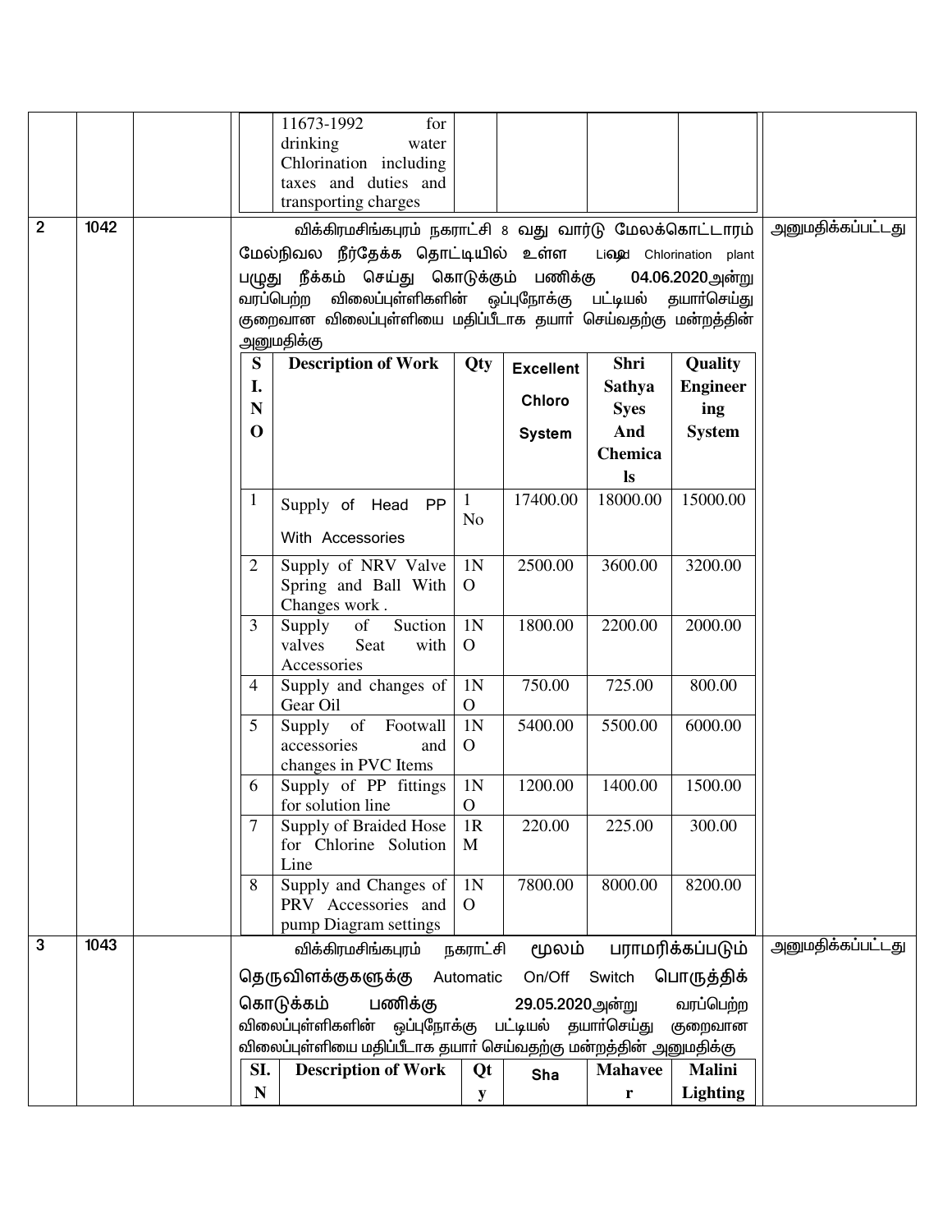| | | | | |
|---|---|---|---|---|
| | | | 11673-1992 for drinking water Chlorination including taxes and duties and transporting charges | |
| 2 | 1042 | | விக்கிரமசிங்கபுரம் நகராட்சி 8 வது வார்டு மேலக்கொட்டாரம் மேல்நிலை நீர்தேக்க தொட்டியில் உள்ள Liquid Chlorination plant பழுது நீக்கம் செய்து கொடுக்கும் பணிக்கு 04.06.2020அன்று வரப்பெற்ற விலைப்புள்ளிகளின் ஒப்புநோக்கு பட்டியல் தயார்செய்து குறைவான விலைப்புள்ளியை மதிப்பீடாக தயார் செய்வதற்கு மன்றத்தின் அனுமதிக்கு | அனுமதிக்கப்பட்டது |

| Sl. NO | Description of Work | Qty | Excellent Chloro System | Shri Sathya Syes And Chemicals | Quality Engineering System |
|---|---|---|---|---|---|
| 1 | Supply of Head PP With Accessories | 1 No | 17400.00 | 18000.00 | 15000.00 |
| 2 | Supply of NRV Valve Spring and Ball With Changes work . | 1NO | 2500.00 | 3600.00 | 3200.00 |
| 3 | Supply of Suction valves Seat with Accessories | 1NO | 1800.00 | 2200.00 | 2000.00 |
| 4 | Supply and changes of Gear Oil | 1NO | 750.00 | 725.00 | 800.00 |
| 5 | Supply of Footwall accessories and changes in PVC Items | 1NO | 5400.00 | 5500.00 | 6000.00 |
| 6 | Supply of PP fittings for solution line | 1NO | 1200.00 | 1400.00 | 1500.00 |
| 7 | Supply of Braided Hose for Chlorine Solution Line | 1RM | 220.00 | 225.00 | 300.00 |
| 8 | Supply and Changes of PRV Accessories and pump Diagram settings | 1NO | 7800.00 | 8000.00 | 8200.00 |

| | | | | |
|---|---|---|---|---|
| 3 | 1043 | | விக்கிரமசிங்கபுரம் நகராட்சி மூலம் பராமரிக்கப்படும் தெருவிளக்குகளுக்கு Automatic On/Off Switch பொருத்திக் கொடுக்கம் பணிக்கு 29.05.2020அன்று வரப்பெற்ற விலைப்புள்ளிகளின் ஒப்புநோக்கு பட்டியல் தயார்செய்து குறைவான விலைப்புள்ளியை மதிப்பீடாக தயார் செய்வதற்கு மன்றத்தின் அனுமதிக்கு | அனுமதிக்கப்பட்டது |

| Sl. N | Description of Work | Qty | Sha | Mahaveer | Malini Lighting |
|---|---|---|---|---|---|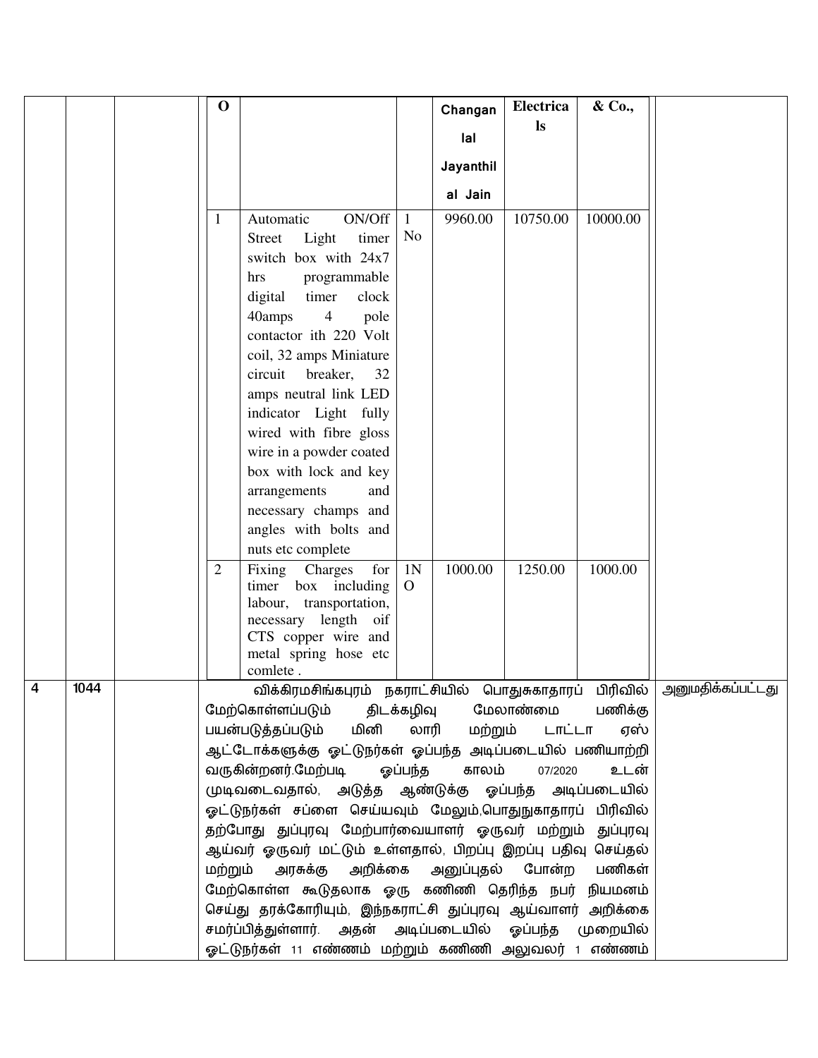|   |   |   | O |   |   | Changan lal Jayanthil al Jain | Electricals | & Co., |   |
|---|---|---|---|---|---|---|---|---|---|
|   |   |   | 1 | Automatic ON/Off Street Light timer switch box with 24x7 hrs programmable digital timer clock 40amps 4 pole contactor ith 220 Volt coil, 32 amps Miniature circuit breaker, 32 amps neutral link LED indicator Light fully wired with fibre gloss wire in a powder coated box with lock and key arrangements and necessary champs and angles with bolts and nuts etc complete | 1 No | 9960.00 | 10750.00 | 10000.00 |   |
|   |   |   | 2 | Fixing Charges for timer box including labour, transportation, necessary length oif CTS copper wire and metal spring hose etc comlete . | 1NO | 1000.00 | 1250.00 | 1000.00 |   |
| 4 | 1044 |   | விக்கிரமசிங்கபுரம் நகராட்சியில் பொதுசுகாதாரப் பிரிவில் மேற்கொள்ளப்படும் திடக்கழிவு மேலாண்மை பணிக்கு பயன்படுத்தப்படும் மினி லாரி மற்றும் டாட்டா ஏஸ் ஆட்டோக்களுக்கு ஓட்டுநர்கள் ஒப்பந்த அடிப்படையில் பணியாற்றி வருகின்றனர்.மேற்படி ஒப்பந்த காலம் 07/2020 உடன் முடிவடைவதால், அடுத்த ஆண்டுக்கு ஒப்பந்த அடிப்படையில் ஓட்டுநர்கள் சப்ளை செய்யவும் மேலும்,பொதுநுகாதாரப் பிரிவில் தற்போது துப்புரவு மேற்பார்வையாளர் ஒருவர் மற்றும் துப்புரவு ஆய்வர் ஒருவர் மட்டும் உள்ளதால், பிறப்பு இறப்பு பதிவு செய்தல் மற்றும் அரசுக்கு அறிக்கை அனுப்புதல் போன்ற பணிகள் மேற்கொள்ள கூடுதலாக ஒரு கணிணி தெரிந்த நபர் நியமனம் செய்து தரக்கோரியும், இந்நகராட்சி துப்புரவு ஆய்வாளர் அறிக்கை சமர்ப்பித்துள்ளார். அதன் அடிப்படையில் ஒப்பந்த முறையில் ஓட்டுநர்கள் 11 எண்ணம் மற்றும் கணிணி அலுவலர் 1 எண்ணம் |   |   |   |   |   |   | அனுமதிக்கப்பட்டது |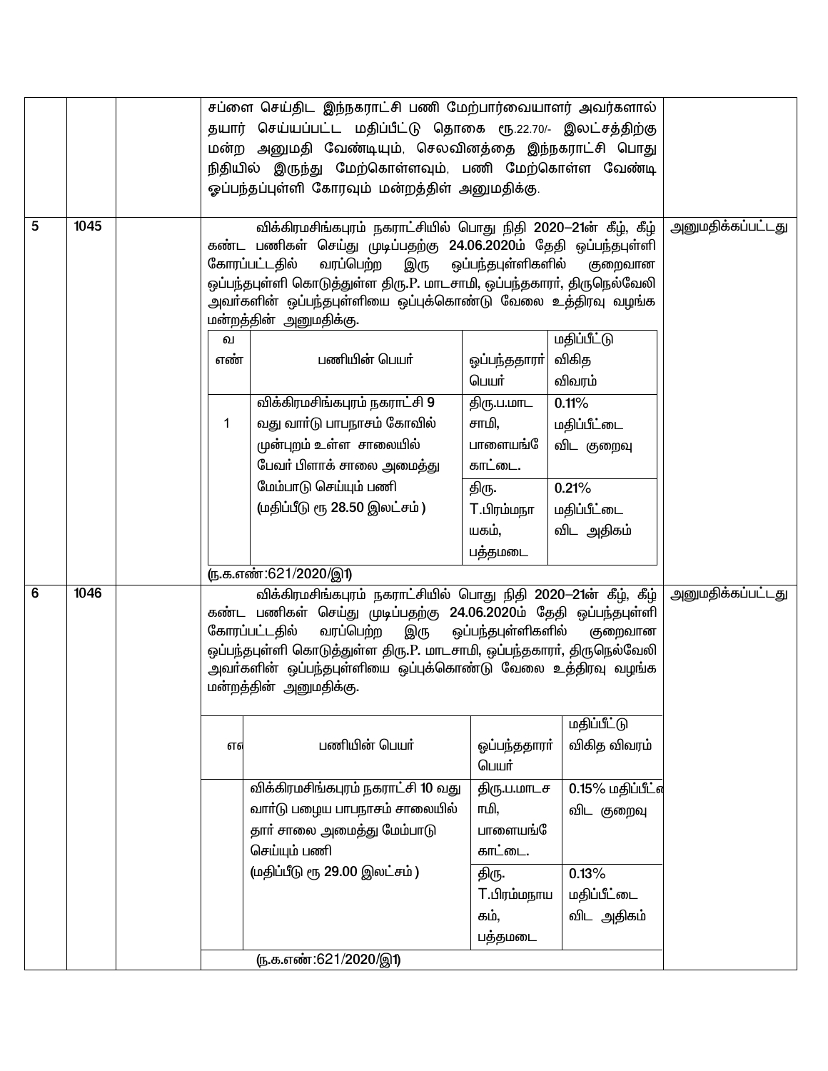| | | | | |
|---|---|---|---|---|
| | | | சப்ளை செய்திட இந்நகராட்சி பணி மேற்பார்வையாளர் அவர்களால் தயார் செய்யப்பட்ட மதிப்பீட்டு தொகை ரூ.22.70/- இலட்சத்திற்கு மன்ற அனுமதி வேண்டியும், செலவினத்தை இந்நகராட்சி பொது நிதியில் இருந்து மேற்கொள்ளவும், பணி மேற்கொள்ள வேண்டி ஓப்பந்தப்புள்ளி கோரவும் மன்றத்தில் அனுமதிக்கு. | |
| 5 | 1045 | | விக்கிரமசிங்கபுரம் நகராட்சியில் பொது நிதி 2020–21ன் கீழ், கீழ் கண்ட பணிகள் செய்து முடிப்பதற்கு 24.06.2020ம் தேதி ஒப்பந்தபுள்ளி கோரப்பட்டதில் வரப்பெற்ற இரு ஒப்பந்தபுள்ளிகளில் குறைவான ஒப்பந்தபுள்ளி கொடுத்துள்ள திரு.P. மாடசாமி, ஒப்பந்தகாரர், திருநெல்வேலி அவர்களின் ஒப்பந்தபுள்ளியை ஒப்புக்கொண்டு வேலை உத்திரவு வழங்க மன்றத்தின் அனுமதிக்கு. | அனுமதிக்கப்பட்டது |

| வ எண் | பணியின் பெயர் | ஒப்பந்ததாரர் பெயர் | மதிப்பீட்டு விகித விவரம் |
|---|---|---|---|
| 1 | விக்கிரமசிங்கபுரம் நகராட்சி 9 வது வார்டு பாபநாசம் கோவில் முன்புறம் உள்ள சாலையில் பேவர் பிளாக் சாலை அமைத்து மேம்பாடு செய்யும் பணி (மதிப்பீடு ரூ 28.50 இலட்சம் ) | திரு.ப.மாட சாமி, பாளையங்கே காட்டை. | 0.11% மதிப்பீட்டை விட குறைவு |
| | | திரு. T.பிரம்மநா யகம், பத்தமடை | 0.21% மதிப்பீட்டை விட அதிகம் |

(ந.க.எண்:621/2020/இ1)

| | | | | |
|---|---|---|---|---|
| 6 | 1046 | | விக்கிரமசிங்கபுரம் நகராட்சியில் பொது நிதி 2020–21ன் கீழ், கீழ் கண்ட பணிகள் செய்து முடிப்பதற்கு 24.06.2020ம் தேதி ஒப்பந்தபுள்ளி கோரப்பட்டதில் வரப்பெற்ற இரு ஒப்பந்தபுள்ளிகளில் குறைவான ஒப்பந்தபுள்ளி கொடுத்துள்ள திரு.P. மாடசாமி, ஒப்பந்தகாரர், திருநெல்வேலி அவர்களின் ஒப்பந்தபுள்ளியை ஒப்புக்கொண்டு வேலை உத்திரவு வழங்க மன்றத்தின் அனுமதிக்கு. | அனுமதிக்கப்பட்டது |

| எ | பணியின் பெயர் | ஒப்பந்ததாரர் பெயர் | மதிப்பீட்டு விகித விவரம் |
|---|---|---|---|
| | விக்கிரமசிங்கபுரம் நகராட்சி 10 வது வார்டு பழைய பாபநாசம் சாலையில் தார் சாலை அமைத்து மேம்பாடு செய்யும் பணி (மதிப்பீடு ரூ 29.00 இலட்சம் ) | திரு.ப.மாடச ாமி, பாளையங்கே காட்டை. | 0.15% மதிப்பீட்ை விட குறைவு |
| | | திரு. T.பிரம்மநாய கம், பத்தமடை | 0.13% மதிப்பீட்டை விட அதிகம் |

(ந.க.எண்:621/2020/இ1)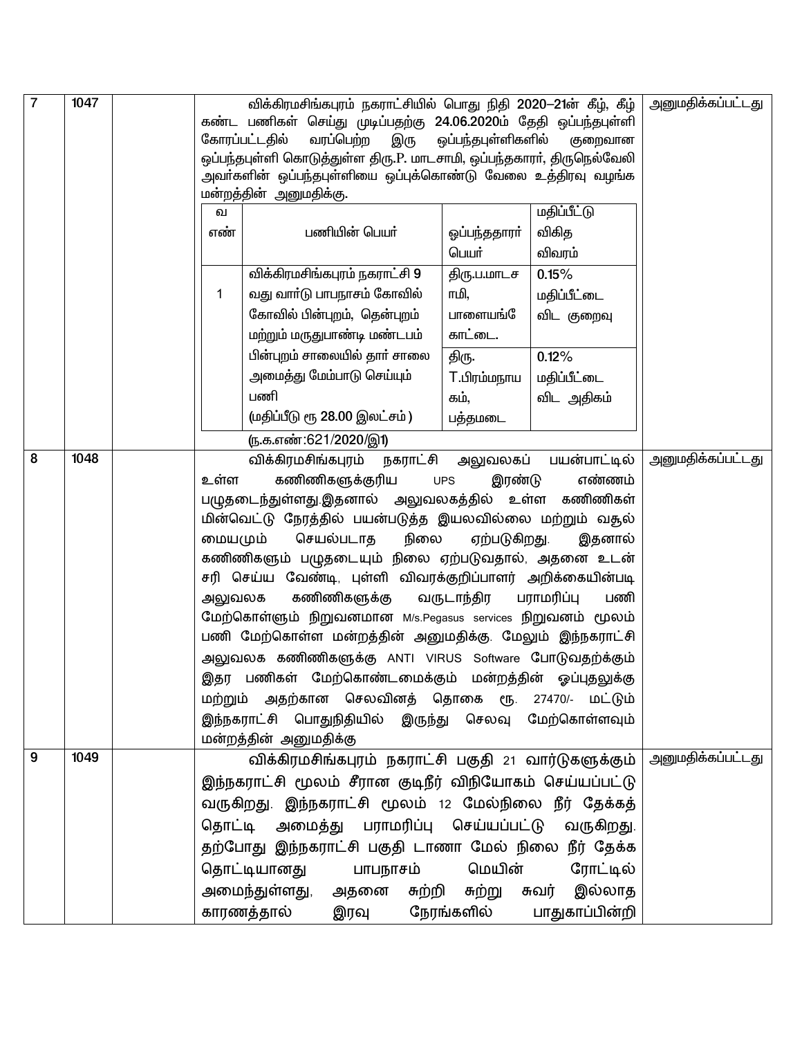| 7 | 1047 | | விக்கிரமசிங்கபுரம் நகராட்சியில் பொது நிதி 2020–21ன் கீழ், கீழ் கண்ட பணிகள் செய்து முடிப்பதற்கு 24.06.2020ம் தேதி ஒப்பந்தபுள்ளி கோரப்பட்டதில் வரப்பெற்ற இரு ஒப்பந்தபுள்ளிகளில் குறைவான ஒப்பந்தபுள்ளி கொடுத்துள்ள திரு.P. மாடசாமி, ஒப்பந்தகாரர், திருநெல்வேலி அவர்களின் ஒப்பந்தபுள்ளியை ஒப்புக்கொண்டு வேலை உத்திரவு வழங்க மன்றத்தின் அனுமதிக்கு. | அனுமதிக்கப்பட்டது |
|---|---|---|---|---|

| வ எண் | பணியின் பெயர் | ஒப்பந்ததாரர் பெயர் | மதிப்பீட்டு விகித விவரம் |
|---|---|---|---|
| 1 | விக்கிரமசிங்கபுரம் நகராட்சி 9 வது வார்டு பாபநாசம் கோவில் கோவில் பின்புறம், தென்புறம் மற்றும் மருதுபாண்டி மண்டபம் பின்புறம் சாலையில் தார் சாலை அமைத்து மேம்பாடு செய்யும் பணி (மதிப்பீடு ரூ 28.00 இலட்சம்) | திரு.ப.மாடசாமி, பாளையங்கோட்டை. | 0.15% மதிப்பீட்டை விட குறைவு |
| | | திரு. T.பிரம்மநாயகம், பத்தமடை | 0.12% மதிப்பீட்டை விட அதிகம் |

(ந.க.எண்:621/2020/இ1)

| 8 | 1048 | | விக்கிரமசிங்கபுரம் நகராட்சி அலுவலகப் பயன்பாட்டில் உள்ள கணிணிகளுக்குரிய UPS இரண்டு எண்ணம் பழுதடைந்துள்ளது.இதனால் அலுவலகத்தில் உள்ள கணிணிகள் மின்வெட்டு நேரத்தில் பயன்படுத்த இயலவில்லை மற்றும் வசூல் மையமும் செயல்படாத நிலை ஏற்படுகிறது. இதனால் கணிணிகளும் பழுதடையும் நிலை ஏற்படுவதால், அதனை உடன் சரி செய்ய வேண்டி, புள்ளி விவரக்குறிப்பாளர் அறிக்கையின்படி அலுவலக கணிணிகளுக்கு வருடாந்திர பராமரிப்பு பணி மேற்கொள்ளும் நிறுவனமான M/s.Pegasus services நிறுவனம் மூலம் பணி மேற்கொள்ள மன்றத்தின் அனுமதிக்கு. மேலும் இந்நகராட்சி அலுவலக கணிணிகளுக்கு ANTI VIRUS Software போடுவதற்க்கும் இதர பணிகள் மேற்கொண்டமைக்கும் மன்றத்தின் ஒப்புதலுக்கு மற்றும் அதற்கான செலவினத் தொகை ரூ. 27470/- மட்டும் இந்நகராட்சி பொதுநிதியில் இருந்து செலவு மேற்கொள்ளவும் மன்றத்தின் அனுமதிக்கு | அனுமதிக்கப்பட்டது |
|---|---|---|---|---|
| 9 | 1049 | | விக்கிரமசிங்கபுரம் நகராட்சி பகுதி 21 வார்டுகளுக்கும் இந்நகராட்சி மூலம் சீரான குடிநீர் விநியோகம் செய்யப்பட்டு வருகிறது. இந்நகராட்சி மூலம் 12 மேல்நிலை நீர் தேக்கத் தொட்டி அமைத்து பராமரிப்பு செய்யப்பட்டு வருகிறது. தற்போது இந்நகராட்சி பகுதி டாணா மேல் நிலை நீர் தேக்க தொட்டியானது பாபநாசம் மெயின் ரோட்டில் அமைந்துள்ளது, அதனை சுற்றி சுற்று சுவர் இல்லாத காரணத்தால் இரவு நேரங்களில் பாதுகாப்பின்றி | அனுமதிக்கப்பட்டது |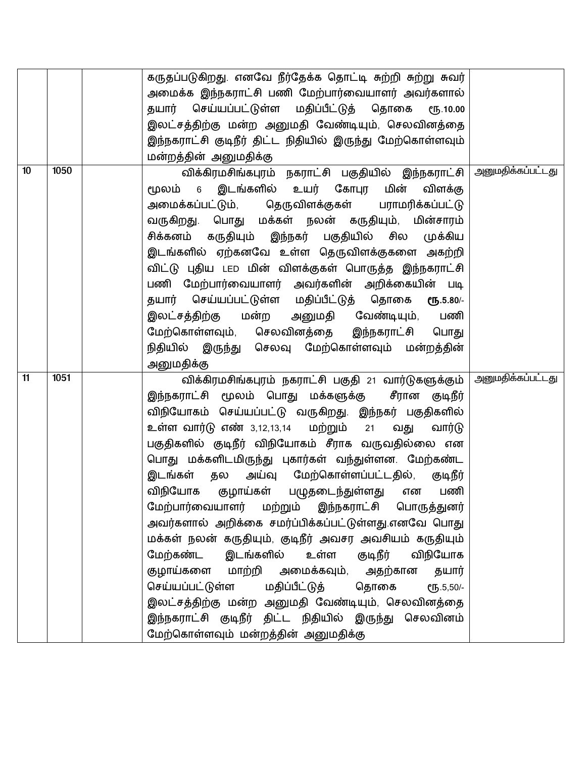|  |  |  |  |  |
|---|---|---|---|---|
|  |  |  | கருதப்படுகிறது. எனவே நீர்தேக்க தொட்டி சுற்றி சுற்று சுவர் அமைக்க இந்நகராட்சி பணி மேற்பார்வையாளர் அவர்களால் தயார் செய்யப்பட்டுள்ள மதிப்பீட்டுத் தொகை ரூ.10.00 இலட்சத்திற்கு மன்ற அனுமதி வேண்டியும், செலவினத்தை இந்நகராட்சி குடிநீர் திட்ட நிதியில் இருந்து மேற்கொள்ளவும் மன்றத்தின் அனுமதிக்கு |  |
| 10 | 1050 |  | விக்கிரமசிங்கபுரம் நகராட்சி பகுதியில் இந்நகராட்சி மூலம் 6 இடங்களில் உயர் கோபுர மின் விளக்கு அமைக்கப்பட்டும், தெருவிளக்குகள் பராமரிக்கப்பட்டு வருகிறது. பொது மக்கள் நலன் கருதியும், மின்சாரம் சிக்கனம் கருதியும் இந்நகர் பகுதியில் சில முக்கிய இடங்களில் ஏற்கனவே உள்ள தெருவிளக்குகளை அகற்றி விட்டு புதிய LED மின் விளக்குகள் பொருத்த இந்நகராட்சி பணி மேற்பார்வையாளர் அவர்களின் அறிக்கையின் படி தயார் செய்யப்பட்டுள்ள மதிப்பீட்டுத் தொகை **ரூ.5.80/-** இலட்சத்திற்கு மன்ற அனுமதி வேண்டியும், பணி மேற்கொள்ளவும், செலவினத்தை இந்நகராட்சி பொது நிதியில் இருந்து செலவு மேற்கொள்ளவும் மன்றத்தின் அனுமதிக்கு | அனுமதிக்கப்பட்டது |
| 11 | 1051 |  | விக்கிரமசிங்கபுரம் நகராட்சி பகுதி 21 வார்டுகளுக்கும் இந்நகராட்சி மூலம் பொது மக்களுக்கு சீரான குடிநீர் விநியோகம் செய்யப்பட்டு வருகிறது. இந்நகர் பகுதிகளில் உள்ள வார்டு எண் 3,12,13,14 மற்றும் 21 வது வார்டு பகுதிகளில் குடிநீர் விநியோகம் சீராக வருவதில்லை என பொது மக்களிடமிருந்து புகார்கள் வந்துள்ளன. மேற்கண்ட இடங்கள் தல அய்வு மேற்கொள்ளப்பட்டதில், குடிநீர் விநியோக குழாய்கள் பழுதடைந்துள்ளது என பணி மேற்பார்வையாளர் மற்றும் இந்நகராட்சி பொருத்துனர் அவர்களால் அறிக்கை சமர்ப்பிக்கப்பட்டுள்ளது.எனவே பொது மக்கள் நலன் கருதியும், குடிநீர் அவசர அவசியம் கருதியும் மேற்கண்ட இடங்களில் உள்ள குடிநீர் விநியோக குழாய்களை மாற்றி அமைக்கவும், அதற்கான தயார் செய்யப்பட்டுள்ள மதிப்பீட்டுத் தொகை ரூ.5,50/- இலட்சத்திற்கு மன்ற அனுமதி வேண்டியும், செலவினத்தை இந்நகராட்சி குடிநீர் திட்ட நிதியில் இருந்து செலவினம் மேற்கொள்ளவும் மன்றத்தின் அனுமதிக்கு | அனுமதிக்கப்பட்டது |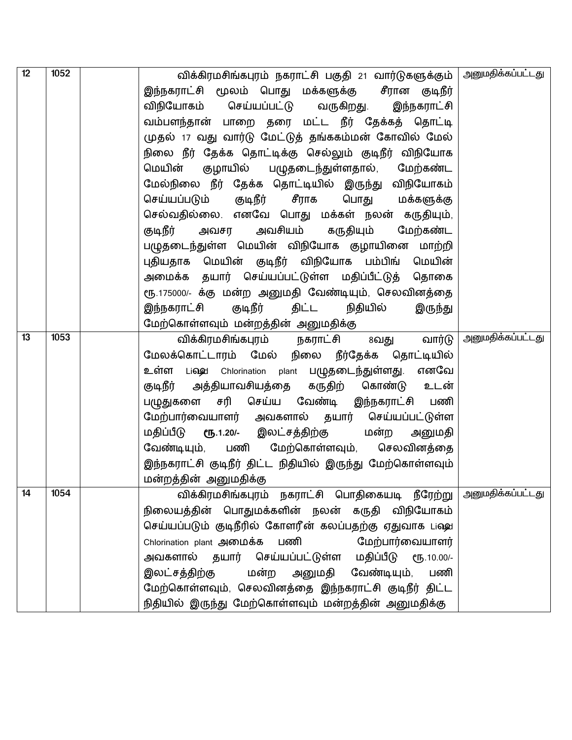| 12 | 1052 | | விக்கிரமசிங்கபுரம் நகராட்சி பகுதி 21 வார்டுகளுக்கும் இந்நகராட்சி மூலம் பொது மக்களுக்கு சீரான குடிநீர் விநியோகம் செய்யப்பட்டு வருகிறது. இந்நகராட்சி வம்பளந்தான் பாறை தரை மட்ட நீர் தேக்கத் தொட்டி முதல் 17 வது வார்டு மேட்டுத் தங்ககம்மன் கோவில் மேல் நிலை நீர் தேக்க தொட்டிக்கு செல்லும் குடிநீர் விநியோக மெயின் குழாயில் பழுதடைந்துள்ளதால், மேற்கண்ட மேல்நிலை நீர் தேக்க தொட்டியில் இருந்து விநியோகம் செய்யப்படும் குடிநீர் சீராக பொது மக்களுக்கு செல்வதில்லை. எனவே பொது மக்கள் நலன் கருதியும், குடிநீர் அவசர அவசியம் கருதியும் மேற்கண்ட பழுதடைந்துள்ள மெயின் விநியோக குழாயினை மாற்றி புதியதாக மெயின் குடிநீர் விநியோக பம்பிங் மெயின் அமைக்க தயார் செய்யப்பட்டுள்ள மதிப்பீட்டுத் தொகை ரூ.175000/- க்கு மன்ற அனுமதி வேண்டியும், செலவினத்தை இந்நகராட்சி குடிநீர் திட்ட நிதியில் இருந்து மேற்கொள்ளவும் மன்றத்தின் அனுமதிக்கு | அனுமதிக்கப்பட்டது |
|---|---|---|---|---|
| 13 | 1053 | | விக்கிரமசிங்கபுரம் நகராட்சி 8வது வார்டு மேலக்கொட்டாரம் மேல் நிலை நீர்தேக்க தொட்டியில் உள்ள Liஷு Chlorination plant பழுதடைந்துள்ளது. எனவே குடிநீர் அத்தியாவசியத்தை கருதிற் கொண்டு உடன் பழுதுகளை சரி செய்ய வேண்டி இந்நகராட்சி பணி மேற்பார்வையாளர் அவகளால் தயார் செய்யப்பட்டுள்ள மதிப்பீடு **ரூ.1.20/-** இலட்சத்திற்கு மன்ற அனுமதி வேண்டியும், பணி மேற்கொள்ளவும், செலவினத்தை இந்நகராட்சி குடிநீர் திட்ட நிதியில் இருந்து மேற்கொள்ளவும் மன்றத்தின் அனுமதிக்கு | அனுமதிக்கப்பட்டது |
| 14 | 1054 | | விக்கிரமசிங்கபுரம் நகராட்சி பொதிகையடி நீரேற்று நிலையத்தின் பொதுமக்களின் நலன் கருதி விநியோகம் செய்யப்படும் குடிநீரில் கோளரீன் கலப்பதற்கு ஏதுவாக Liஷு Chlorination plant அமைக்க பணி மேற்பார்வையாளர் அவகளால் தயார் செய்யப்பட்டுள்ள மதிப்பீடு ரூ.10.00/- இலட்சத்திற்கு மன்ற அனுமதி வேண்டியும், பணி மேற்கொள்ளவும், செலவினத்தை இந்நகராட்சி குடிநீர் திட்ட நிதியில் இருந்து மேற்கொள்ளவும் மன்றத்தின் அனுமதிக்கு | அனுமதிக்கப்பட்டது |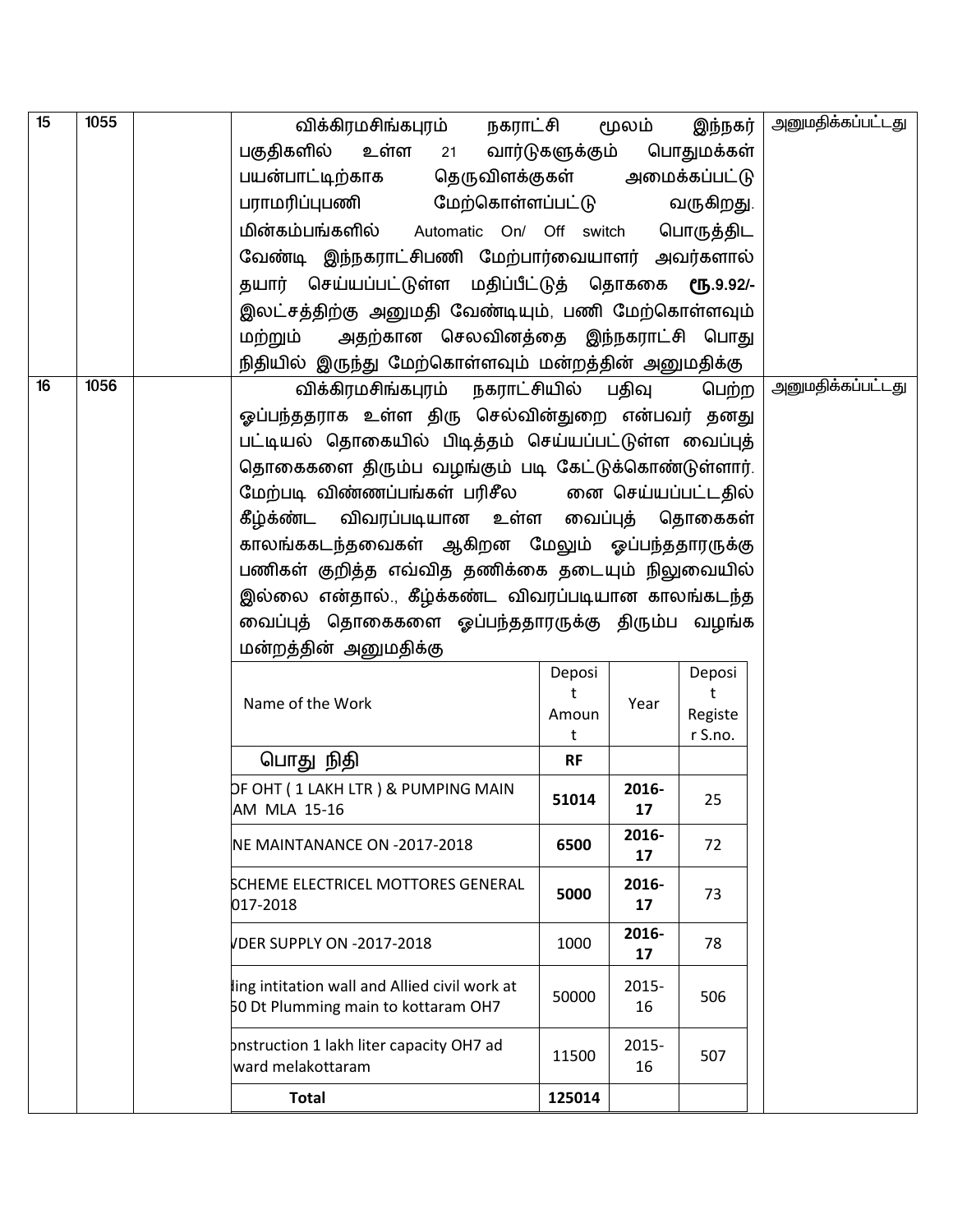| | | | | |
|---|---|---|---|---|
| 15 | 1055 | | விக்கிரமசிங்கபுரம் நகராட்சி மூலம் இந்நகர் பகுதிகளில் உள்ள 21 வார்டுகளுக்கும் பொதுமக்கள் பயன்பாட்டிற்காக தெருவிளக்குகள் அமைக்கப்பட்டு பராமரிப்புபணி மேற்கொள்ளப்பட்டு வருகிறது. மின்கம்பங்களில் Automatic On/ Off switch பொருத்திட வேண்டி இந்நகராட்சிபணி மேற்பார்வையாளர் அவர்களால் தயார் செய்யப்பட்டுள்ள மதிப்பீட்டுத் தொகை **ரூ.9.92/-** இலட்சத்திற்கு அனுமதி வேண்டியும், பணி மேற்கொள்ளவும் மற்றும் அதற்கான செலவினத்தை இந்நகராட்சி பொது நிதியில் இருந்து மேற்கொள்ளவும் மன்றத்தின் அனுமதிக்கு | அனுமதிக்கப்பட்டது |
| 16 | 1056 | | விக்கிரமசிங்கபுரம் நகராட்சியில் பதிவு பெற்ற ஒப்பந்ததாராக உள்ள திரு செல்வின்துறை என்பவர் தனது பட்டியல் தொகையில் பிடித்தம் செய்யப்பட்டுள்ள வைப்புத் தொகைகளை திரும்ப வழங்கும் படி கேட்டுக்கொண்டுள்ளார். மேற்படி விண்ணப்பங்கள் பரிசீல னை செய்யப்பட்டதில் கீழ்க்கண்ட விவரப்படியான உள்ள வைப்புத் தொகைகள் காலங்ககடந்தவைகள் ஆகிறன மேலும் ஒப்பந்ததாரருக்கு பணிகள் குறித்த எவ்வித தணிக்கை தடையும் நிலுவையில் இல்லை என்தால்., கீழ்க்கண்ட விவரப்படியான காலங்கடந்த வைப்புத் தொகைகளை ஒப்பந்ததாரருக்கு திரும்ப வழங்க மன்றத்தின் அனுமதிக்கு | அனுமதிக்கப்பட்டது |

| Name of the Work | Deposit Amount | Year | Deposit Register S.no. |
|---|---|---|---|
| பொது நிதி | **RF** | | |
| OF OHT ( 1 LAKH LTR ) & PUMPING MAIN AM MLA 15-16 | **51014** | **2016-17** | 25 |
| NE MAINTANANCE ON -2017-2018 | **6500** | **2016-17** | 72 |
| SCHEME ELECTRICEL MOTTORES GENERAL 017-2018 | **5000** | **2016-17** | 73 |
| VDER SUPPLY ON -2017-2018 | 1000 | **2016-17** | 78 |
| ding intitation wall and Allied civil work at 50 Dt Plumming main to kottaram OH7 | 50000 | 2015-16 | 506 |
| onstruction 1 lakh liter capacity OH7 ad ward melakottaram | 11500 | 2015-16 | 507 |
| **Total** | **125014** | | |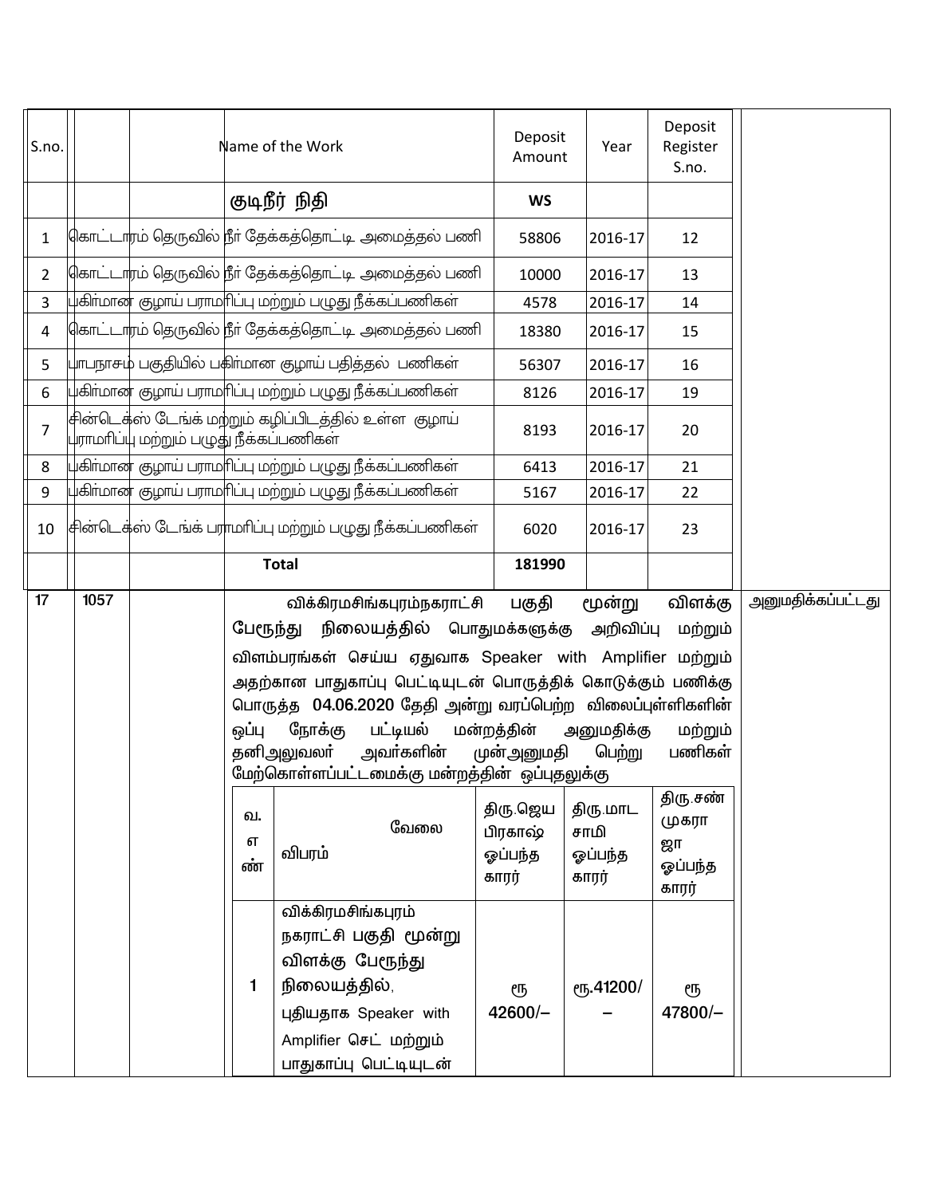| S.no. | | | Name of the Work | Deposit Amount | Year | Deposit Register S.no. | |
|---|---|---|---|---|---|---|---|
| | | | குடிநீர் நிதி | WS | | | |
| 1 | | | கொட்டாரம் தெருவில் நீர் தேக்கத்தொட்டி அமைத்தல் பணி | 58806 | 2016-17 | 12 | |
| 2 | | | கொட்டாரம் தெருவில் நீர் தேக்கத்தொட்டி அமைத்தல் பணி | 10000 | 2016-17 | 13 | |
| 3 | | | பகிர்மான குழாய் பராமரிப்பு மற்றும் பழுது நீக்கப்பணிகள் | 4578 | 2016-17 | 14 | |
| 4 | | | கொட்டாரம் தெருவில் நீர் தேக்கத்தொட்டி அமைத்தல் பணி | 18380 | 2016-17 | 15 | |
| 5 | | | பாபநாசம் பகுதியில் பகிர்மான குழாய் பதித்தல் பணிகள் | 56307 | 2016-17 | 16 | |
| 6 | | | பகிர்மான குழாய் பராமரிப்பு மற்றும் பழுது நீக்கப்பணிகள் | 8126 | 2016-17 | 19 | |
| 7 | | | சின்டெக்ஸ் டேங்க் மற்றும் கழிப்பிடத்தில் உள்ள குழாய் பராமரிப்பு மற்றும் பழுது நீக்கப்பணிகள் | 8193 | 2016-17 | 20 | |
| 8 | | | பகிர்மான குழாய் பராமரிப்பு மற்றும் பழுது நீக்கப்பணிகள் | 6413 | 2016-17 | 21 | |
| 9 | | | பகிர்மான குழாய் பராமரிப்பு மற்றும் பழுது நீக்கப்பணிகள் | 5167 | 2016-17 | 22 | |
| 10 | | | சின்டெக்ஸ் டேங்க் பராமரிப்பு மற்றும் பழுது நீக்கப்பணிகள் | 6020 | 2016-17 | 23 | |
| | | | **Total** | **181990** | | | |
| 17 | 1057 | | விக்கிரமசிங்கபுரம்நகராட்சி பகுதி மூன்று விளக்கு பேருந்து நிலையத்தில் பொதுமக்களுக்கு அறிவிப்பு மற்றும் விளம்பரங்கள் செய்ய ஏதுவாக Speaker with Amplifier மற்றும் அதற்கான பாதுகாப்பு பெட்டியுடன் பொருத்திக் கொடுக்கும் பணிக்கு பொருத்த 04.06.2020 தேதி அன்று வரப்பெற்ற விலைப்புள்ளிகளின் ஒப்பு நோக்கு பட்டியல் மன்றத்தின் அனுமதிக்கு மற்றும் தனிஅலுவலர் அவர்களின் முன்அனுமதி பெற்று பணிகள் மேற்கொள்ளப்பட்டமைக்கு மன்றத்தின் ஒப்புதலுக்கு | | | | அனுமதிக்கப்பட்டது |

| வ. எ ண் | வேலை விபரம் | திரு.ஜெய பிரகாஷ் ஒப்பந்த காரர் | திரு.மாட சாமி ஒப்பந்த காரர் | திரு.சண் முகரா ஜா ஒப்பந்த காரர் |
|---|---|---|---|---|
| 1 | விக்கிரமசிங்கபுரம் நகராட்சி பகுதி மூன்று விளக்கு பேருந்து நிலையத்தில், புதியதாக Speaker with Amplifier செட் மற்றும் பாதுகாப்பு பெட்டியுடன் | ரூ 42600/– | ரூ.41200/– | ரூ 47800/– |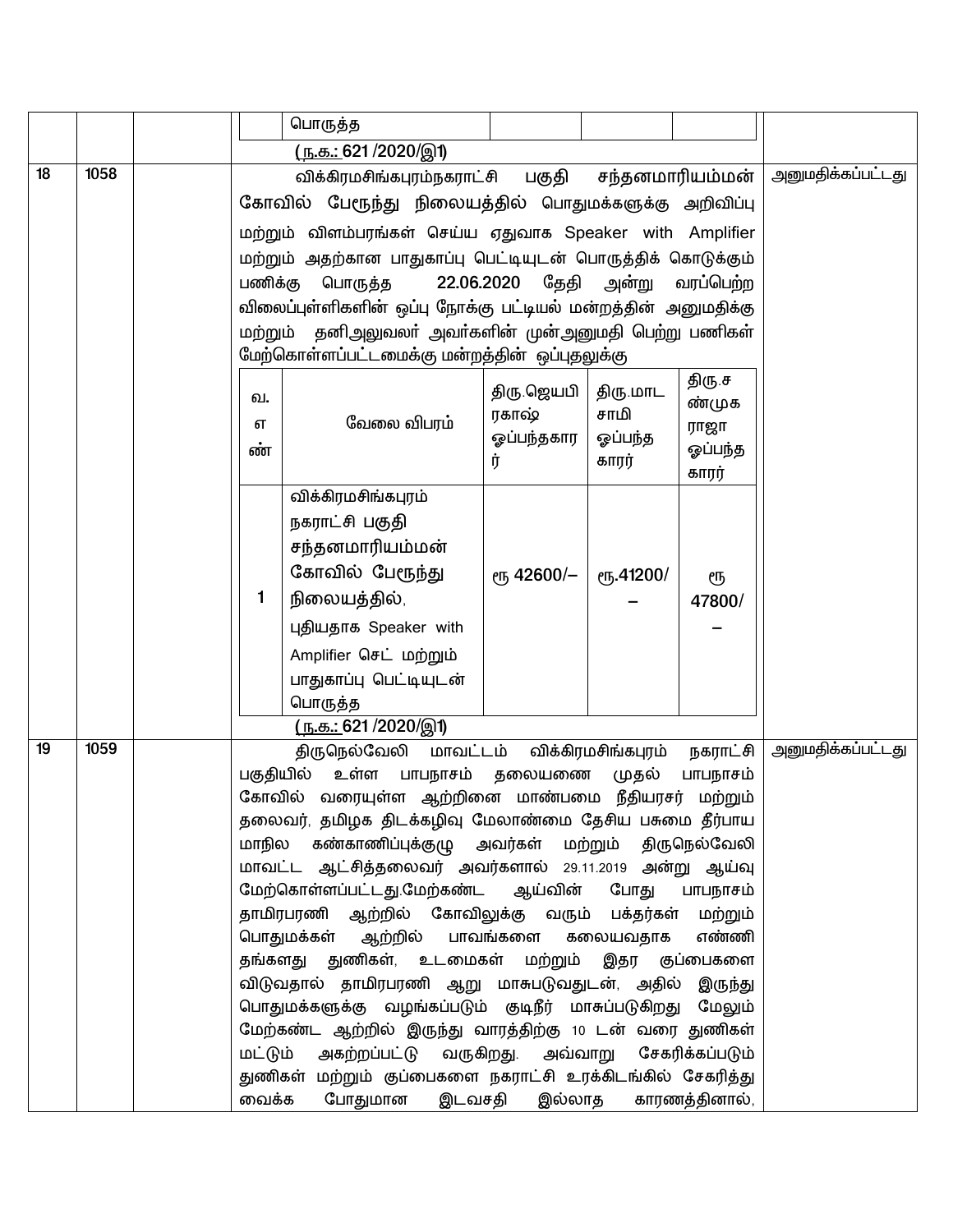| | | | பொருத்த | | | |
|---|---|---|---|---|---|---|
| | | | ( ந.க.: 621 /2020/இ1) | | | |
| 18 | 1058 | | விக்கிரமசிங்கபுரம்நகராட்சி பகுதி சந்தனமாரியம்மன் கோவில் பேருந்து நிலையத்தில் பொதுமக்களுக்கு அறிவிப்பு மற்றும் விளம்பரங்கள் செய்ய ஏதுவாக Speaker with Amplifier மற்றும் அதற்கான பாதுகாப்பு பெட்டியுடன் பொருத்திக் கொடுக்கும் பணிக்கு பொருத்த 22.06.2020 தேதி அன்று வரப்பெற்ற விலைப்புள்ளிகளின் ஒப்பு நோக்கு பட்டியல் மன்றத்தின் அனுமதிக்கு மற்றும் தனிஅலுவலர் அவர்களின் முன்அனுமதி பெற்று பணிகள் மேற்கொள்ளப்பட்டமைக்கு மன்றத்தின் ஒப்புதலுக்கு | | | அனுமதிக்கப்பட்டது |

| வ. எண் | வேலை விபரம் | திரு.ஜெயபிரகாஷ் ஒப்பந்தகாரர் | திரு.மாடசாமி ஒப்பந்தகாரர் | திரு.சண்முகராஜா ஒப்பந்தகாரர் |
|---|---|---|---|---|
| 1 | விக்கிரமசிங்கபுரம் நகராட்சி பகுதி சந்தனமாரியம்மன் கோவில் பேருந்து நிலையத்தில், புதியதாக Speaker with Amplifier செட் மற்றும் பாதுகாப்பு பெட்டியுடன் பொருத்த | ரூ 42600/– | ரூ.41200/– | ரூ 47800/– |

( ந.க.: 621 /2020/இ1)

| | | | | |
|---|---|---|---|---|
| 19 | 1059 | | திருநெல்வேலி மாவட்டம் விக்கிரமசிங்கபுரம் நகராட்சி பகுதியில் உள்ள பாபநாசம் தலையணை முதல் பாபநாசம் கோவில் வரையுள்ள ஆற்றினை மாண்பமை நீதியரசர் மற்றும் தலைவர், தமிழக திடக்கழிவு மேலாண்மை தேசிய பசுமை தீர்பாய மாநில கண்காணிப்புக்குழு அவர்கள் மற்றும் திருநெல்வேலி மாவட்ட ஆட்சித்தலைவர் அவர்களால் 29.11.2019 அன்று ஆய்வு மேற்கொள்ளப்பட்டது.மேற்கண்ட ஆய்வின் போது பாபநாசம் தாமிரபரணி ஆற்றில் கோவிலுக்கு வரும் பக்தர்கள் மற்றும் பொதுமக்கள் ஆற்றில் பாவங்களை கலையவதாக எண்ணி தங்களது துணிகள், உடமைகள் மற்றும் இதர குப்பைகளை விடுவதால் தாமிரபரணி ஆறு மாசுபடுவதுடன், அதில் இருந்து பொதுமக்களுக்கு வழங்கப்படும் குடிநீர் மாசுப்படுகிறது மேலும் மேற்கண்ட ஆற்றில் இருந்து வாரத்திற்கு 10 டன் வரை துணிகள் மட்டும் அகற்றப்பட்டு வருகிறது. அவ்வாறு சேகரிக்கப்படும் துணிகள் மற்றும் குப்பைகளை நகராட்சி உரக்கிடங்கில் சேகரித்து வைக்க போதுமான இடவசதி இல்லாத காரணத்தினால், | அனுமதிக்கப்பட்டது |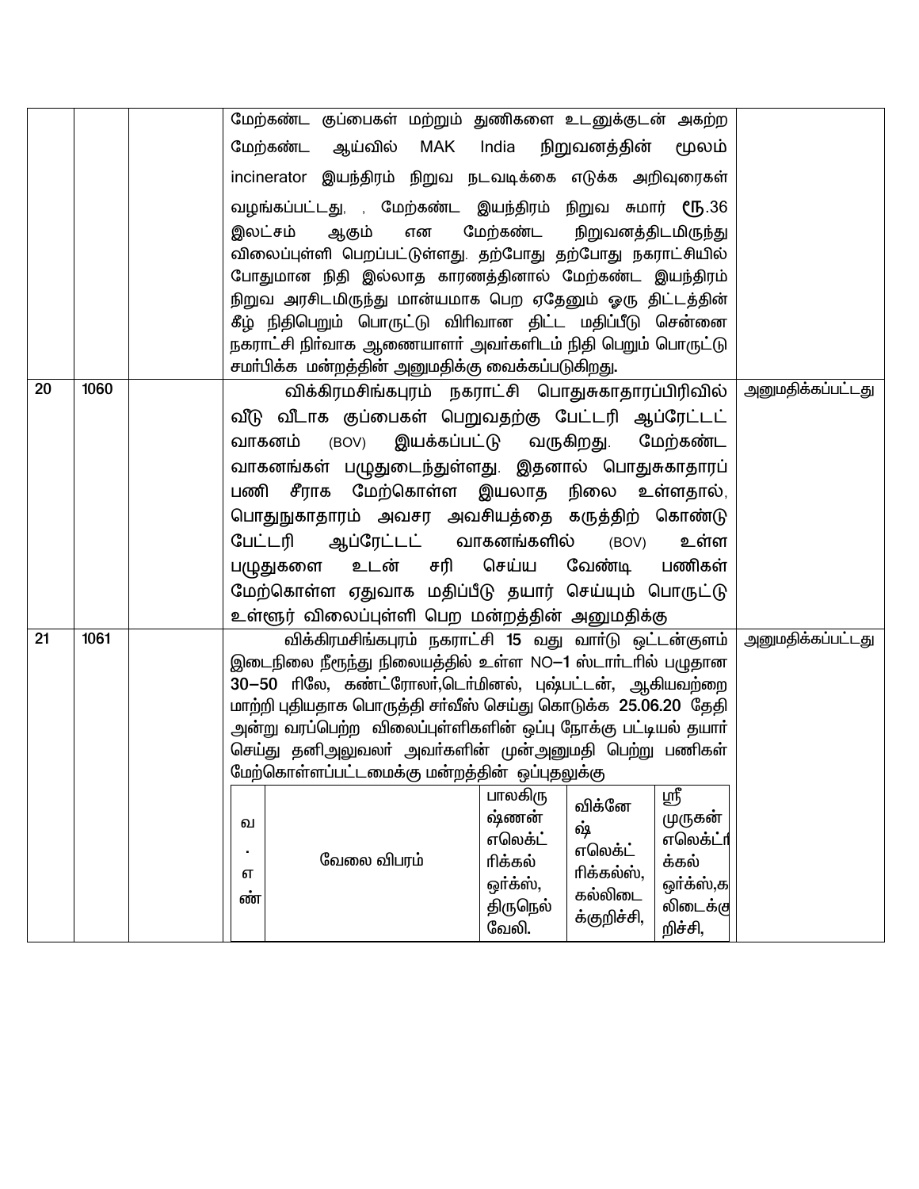| | | | | |
|---|---|---|---|---|
| | | | மேற்கண்ட குப்பைகள் மற்றும் துணிகளை உடனுக்குடன் அகற்ற மேற்கண்ட ஆய்வில் MAK India நிறுவனத்தின் மூலம் incinerator இயந்திரம் நிறுவ நடவடிக்கை எடுக்க அறிவுரைகள் வழங்கப்பட்டது, , மேற்கண்ட இயந்திரம் நிறுவ சுமார் ரூ.36 இலட்சம் ஆகும் என மேற்கண்ட நிறுவனத்திடமிருந்து விலைப்புள்ளி பெறப்பட்டுள்ளது. தற்போது தற்போது நகராட்சியில் போதுமான நிதி இல்லாத காரணத்தினால் மேற்கண்ட இயந்திரம் நிறுவ அரசிடமிருந்து மான்யமாக பெற ஏதேனும் ஒரு திட்டத்தின் கீழ் நிதிபெறும் பொருட்டு விரிவான திட்ட மதிப்பீடு சென்னை நகராட்சி நிர்வாக ஆணையாளர் அவர்களிடம் நிதி பெறும் பொருட்டு சமர்பிக்க மன்றத்தின் அனுமதிக்கு வைக்கப்படுகிறது. | |
| 20 | 1060 | | விக்கிரமசிங்கபுரம் நகராட்சி பொதுசுகாதாரப்பிரிவில் வீடு வீடாக குப்பைகள் பெறுவதற்கு பேட்டரி ஆப்ரேட்டட் வாகனம் (BOV) இயக்கப்பட்டு வருகிறது. மேற்கண்ட வாகனங்கள் பழுதுடைந்துள்ளது. இதனால் பொதுசுகாதாரப் பணி சீராக மேற்கொள்ள இயலாத நிலை உள்ளதால், பொதுநுகாதாரம் அவசர அவசியத்தை கருத்திற் கொண்டு பேட்டரி ஆப்ரேட்டட் வாகனங்களில் (BOV) உள்ள பழுதுகளை உடன் சரி செய்ய வேண்டி பணிகள் மேற்கொள்ள ஏதுவாக மதிப்பீடு தயார் செய்யும் பொருட்டு உள்ளூர் விலைப்புள்ளி பெற மன்றத்தின் அனுமதிக்கு | அனுமதிக்கப்பட்டது |
| 21 | 1061 | | விக்கிரமசிங்கபுரம் நகராட்சி 15 வது வார்டு ஒட்டன்குளம் இடைநிலை நீரூந்து நிலையத்தில் உள்ள NO–1 ஸ்டார்டரில் பழுதான 30–50 ரிலே, கண்ட்ரோலர்,டெர்மினல், புஷ்பட்டன், ஆகியவற்றை மாற்றி புதியதாக பொருத்தி சர்வீஸ் செய்து கொடுக்க 25.06.20 தேதி அன்று வரப்பெற்ற விலைப்புள்ளிகளின் ஒப்பு நோக்கு பட்டியல் தயார் செய்து தனிஅலுவலர் அவர்களின் முன்அனுமதி பெற்று பணிகள் மேற்கொள்ளப்பட்டமைக்கு மன்றத்தின் ஒப்புதலுக்கு | அனுமதிக்கப்பட்டது |

| வ. எண் | வேலை விபரம் | பாலகிருஷ்ணன் எலெக்ட்ரிக்கல் ஒர்க்ஸ், திருநெல்வேலி. | விக்னேஷ் எலெக்ட்ரிக்கல்ஸ், கல்லிடைக்குறிச்சி, | ஸ்ரீ முருகன் எலெக்ட்ரிக்கல் ஒர்க்ஸ்,கலிடைக்குறிச்சி, |
|---|---|---|---|---|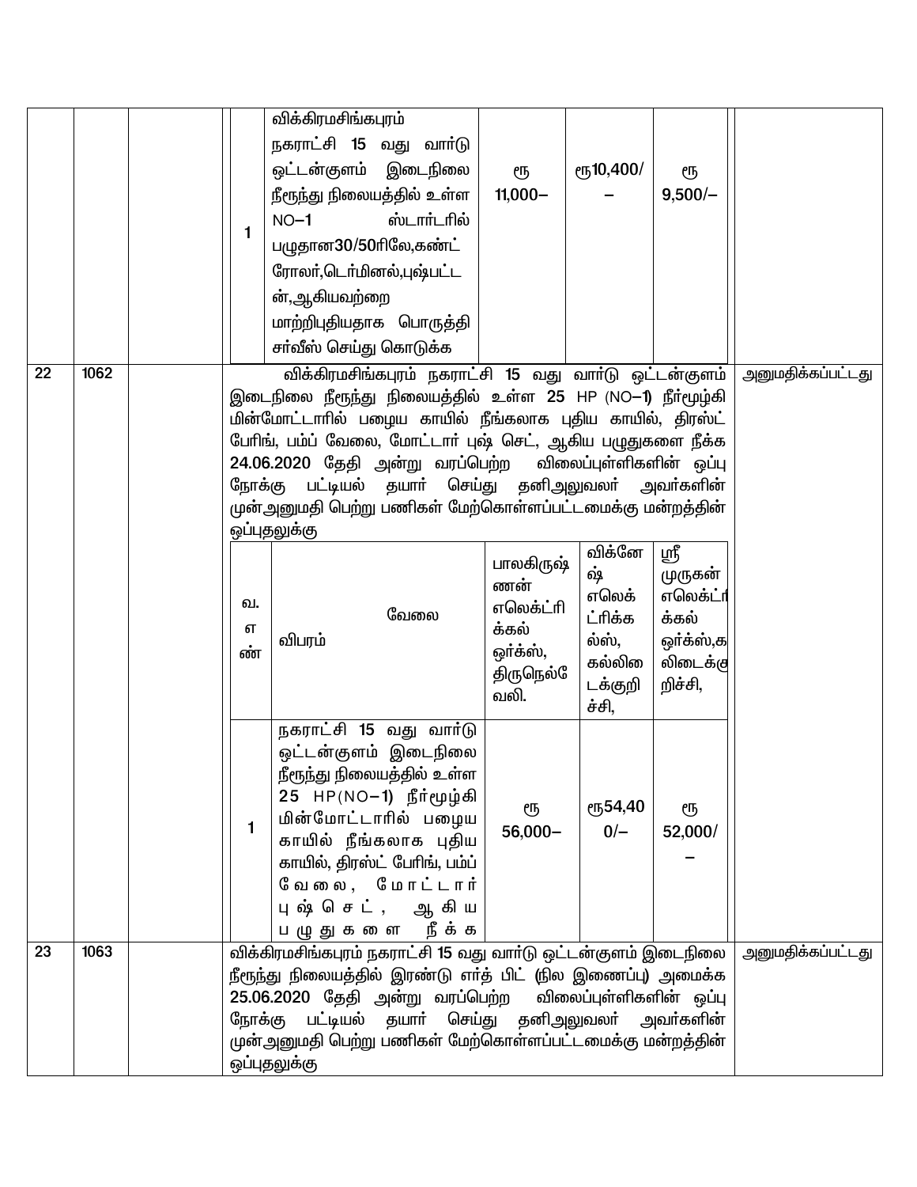| | | | | | |
|---|---|---|---|---|---|
| | | | | | |

| வ.எண் | விபரம் | | | | |
|---|---|---|---|---|---|
| 1 | விக்கிரமசிங்கபுரம் நகராட்சி 15 வது வார்டு ஒட்டன்குளம் இடைநிலை நீரூந்து நிலையத்தில் உள்ள NO–1 ஸ்டார்டரில் பழுதான30/50ரிலே,கண்ட்ரோலர்,டெர்மினல்,புஷ்பட்டன்,ஆகியவற்றை மாற்றிபுதியதாக பொருத்தி சர்வீஸ் செய்து கொடுக்க | ரூ 11,000– | ரூ10,400/– | ரூ 9,500/– | |

| 22 | 1062 | | விக்கிரமசிங்கபுரம் நகராட்சி 15 வது வார்டு ஒட்டன்குளம் இடைநிலை நீரூந்து நிலையத்தில் உள்ள 25 HP (NO–1) நீர்மூழ்கி மின்மோட்டாரில் பழைய காயில் நீங்கலாக புதிய காயில், திரஸ்ட் பேரிங், பம்ப் வேலை, மோட்டார் புஷ் செட், ஆகிய பழுதுகளை நீக்க 24.06.2020 தேதி அன்று வரப்பெற்ற விலைப்புள்ளிகளின் ஒப்பு நோக்கு பட்டியல் தயார் செய்து தனிஅலுவலர் அவர்களின் முன்அனுமதி பெற்று பணிகள் மேற்கொள்ளப்பட்டமைக்கு மன்றத்தின் ஒப்புதலுக்கு | அனுமதிக்கப்பட்டது |
|---|---|---|---|---|

| வ. எ ண் | வேலை விபரம் | பாலகிருஷ்ணன் எலெக்ட்ரிக்கல் ஒர்க்ஸ், திருநெல்வேலி. | விக்னேஷ் எலெக்ட்ரிக்கல்ஸ், கல்லிடைக்குறிச்சி, | ஸ்ரீ முருகன் எலெக்ட்ரிக்கல் ஒர்க்ஸ்,கல்லிடைக்குறிச்சி, |
|---|---|---|---|---|
| 1 | நகராட்சி 15 வது வார்டு ஒட்டன்குளம் இடைநிலை நீரூந்து நிலையத்தில் உள்ள 25 HP(NO–1) நீர்மூழ்கி மின்மோட்டாரில் பழைய காயில் நீங்கலாக புதிய காயில், திரஸ்ட் பேரிங், பம்ப் வேலை, மோட்டார் புஷ் செட், ஆகிய பழுதுகளை நீக்க | ரூ 56,000– | ரூ54,400/– | ரூ 52,000/– |

| 23 | 1063 | | விக்கிரமசிங்கபுரம் நகராட்சி 15 வது வார்டு ஒட்டன்குளம் இடைநிலை நீரூந்து நிலையத்தில் இரண்டு எர்த் பிட் (நில இணைப்பு) அமைக்க 25.06.2020 தேதி அன்று வரப்பெற்ற விலைப்புள்ளிகளின் ஒப்பு நோக்கு பட்டியல் தயார் செய்து தனிஅலுவலர் அவர்களின் முன்அனுமதி பெற்று பணிகள் மேற்கொள்ளப்பட்டமைக்கு மன்றத்தின் ஒப்புதலுக்கு | அனுமதிக்கப்பட்டது |
|---|---|---|---|---|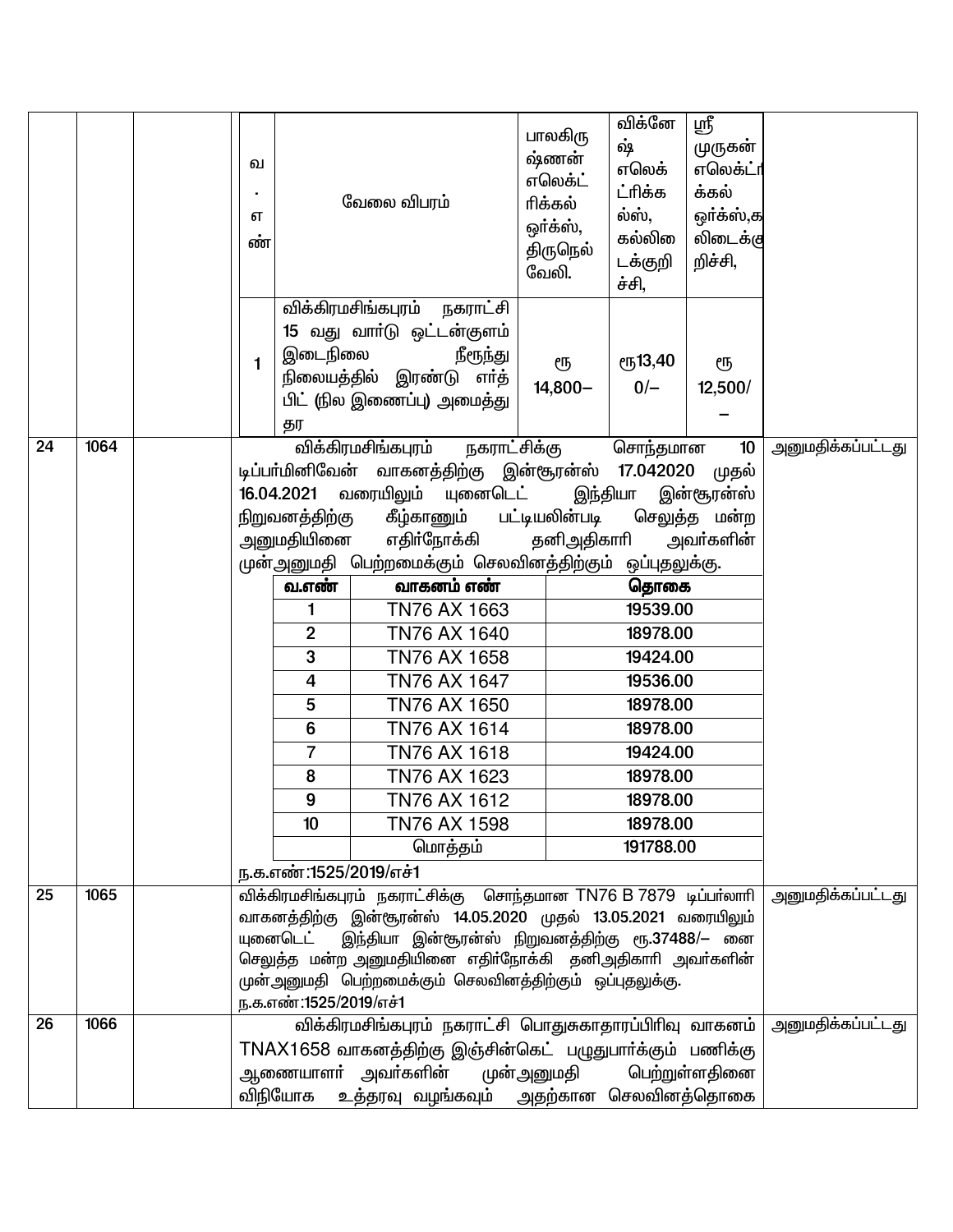| | | | | |
|---|---|---|---|---|
| | | | வ. எண் \| வேலை விபரம் \| பாலகிருஷ்ணன் எலெக்ட்ரிக்கல் ஒர்க்ஸ், திருநெல்வேலி. \| விக்னேஷ் எலெக்ட்ரிக்கல்ஸ், கல்லிடைக்குறிச்சி, \| ஸ்ரீ முருகன் எலெக்ட்ரிக்கல் ஒர்க்ஸ்,கல்லிடைக்குறிச்சி,<br>1 \| விக்கிரமசிங்கபுரம் நகராட்சி 15 வது வார்டு ஒட்டன்குளம் இடைநிலை நீரூந்து நிலையத்தில் இரண்டு எர்த் பிட் (நில இணைப்பு) அமைத்து தர \| ரூ 14,800– \| ரூ13,400/– \| ரூ 12,500/– | |
| 24 | 1064 | | விக்கிரமசிங்கபுரம் நகராட்சிக்கு சொந்தமான 10 டிப்பர்மினிவேன் வாகனத்திற்கு இன்சூரன்ஸ் 17.042020 முதல் 16.04.2021 வரையிலும் யுனைடெட் இந்தியா இன்சூரன்ஸ் நிறுவனத்திற்கு கீழ்காணும் பட்டியலின்படி செலுத்த மன்ற அனுமதியினை எதிர்நோக்கி தனிஅதிகாரி அவர்களின் முன்அனுமதி பெற்றமைக்கும் செலவினத்திற்கும் ஒப்புதலுக்கு.<br>வ.எண் \| வாகனம் எண் \| தொகை<br>1 \| TN76 AX 1663 \| 19539.00<br>2 \| TN76 AX 1640 \| 18978.00<br>3 \| TN76 AX 1658 \| 19424.00<br>4 \| TN76 AX 1647 \| 19536.00<br>5 \| TN76 AX 1650 \| 18978.00<br>6 \| TN76 AX 1614 \| 18978.00<br>7 \| TN76 AX 1618 \| 19424.00<br>8 \| TN76 AX 1623 \| 18978.00<br>9 \| TN76 AX 1612 \| 18978.00<br>10 \| TN76 AX 1598 \| 18978.00<br>மொத்தம் \| 191788.00<br>ந.க.எண்:1525/2019/எச்1 | அனுமதிக்கப்பட்டது |
| 25 | 1065 | | விக்கிரமசிங்கபுரம் நகராட்சிக்கு சொந்தமான TN76 B 7879 டிப்பர்லாரி வாகனத்திற்கு இன்சூரன்ஸ் 14.05.2020 முதல் 13.05.2021 வரையிலும் யுனைடெட் இந்தியா இன்சூரன்ஸ் நிறுவனத்திற்கு ரூ.37488/– னை செலுத்த மன்ற அனுமதியினை எதிர்நோக்கி தனிஅதிகாரி அவர்களின் முன்அனுமதி பெற்றமைக்கும் செலவினத்திற்கும் ஒப்புதலுக்கு.<br>ந.க.எண்:1525/2019/எச்1 | அனுமதிக்கப்பட்டது |
| 26 | 1066 | | விக்கிரமசிங்கபுரம் நகராட்சி பொதுசுகாதாரப்பிரிவு வாகனம் TNAX1658 வாகனத்திற்கு இஞ்சின்கெட் பழுதுபார்க்கும் பணிக்கு ஆணையாளர் அவர்களின் முன்அனுமதி பெற்றுள்ளதினை விநியோக உத்தரவு வழங்கவும் அதற்கான செலவினத்தொகை | அனுமதிக்கப்பட்டது |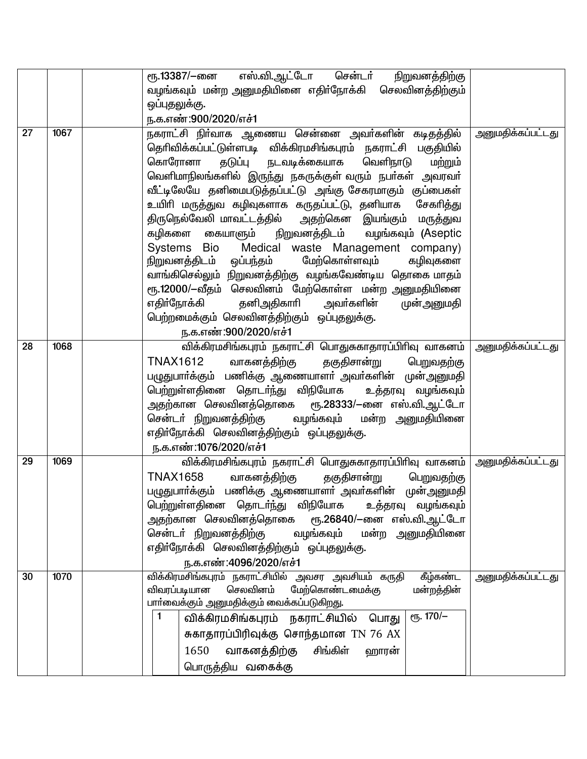| | | | | |
|---|---|---|---|---|
| | | | ரூ.13387/—னை எஸ்.வி.ஆட்டோ சென்டர் நிறுவனத்திற்கு வழங்கவும் மன்ற அனுமதியினை எதிர்நோக்கி செலவினத்திற்கும் ஒப்புதலுக்கு.<br>ந.க.எண்:900/2020/எச்1 | |
| 27 | 1067 | | நகராட்சி நிர்வாக ஆணைய சென்னை அவர்களின் கடிதத்தில் தெரிவிக்கப்பட்டுள்ளபடி விக்கிரமசிங்கபுரம் நகராட்சி பகுதியில் கொரோனா தடுப்பு நடவடிக்கையாக வெளிநாடு மற்றும் வெளிமாநிலங்களில் இருந்து நகருக்குள் வரும் நபர்கள் அவரவர் வீட்டிலேயே தனிமைபடுத்தப்பட்டு அங்கு சேகரமாகும் குப்பைகள் உயிரி மருத்துவ கழிவுகளாக கருதப்பட்டு, தனியாக சேகரித்து திருநெல்வேலி மாவட்டத்தில் அதற்கென இயங்கும் மருத்துவ கழிகளை கையாளும் நிறுவனத்திடம் வழங்கவும் (Aseptic Systems Bio Medical waste Management company) நிறுவனத்திடம் ஒப்பந்தம் மேற்கொள்ளவும் கழிவுகளை வாங்கிசெல்லும் நிறுவனத்திற்கு வழங்கவேண்டிய தொகை மாதம் ரூ.12000/—வீதம் செலவினம் மேற்கொள்ள மன்ற அனுமதியினை எதிர்நோக்கி தனிஅதிகாரி அவர்களின் முன்அனுமதி பெற்றமைக்கும் செலவினத்திற்கும் ஒப்புதலுக்கு.<br>ந.க.எண்:900/2020/எச்1 | அனுமதிக்கப்பட்டது |
| 28 | 1068 | | விக்கிரமசிங்கபுரம் நகராட்சி பொதுசுகாதாரப்பிரிவு வாகனம் TNAX1612 வாகனத்திற்கு தகுதிசான்று பெறுவதற்கு பழுதுபார்க்கும் பணிக்கு ஆணையாளர் அவர்களின் முன்அனுமதி பெற்றுள்ளதினை தொடர்ந்து விநியோக உத்தரவு வழங்கவும் அதற்கான செலவினத்தொகை ரூ.28333/—னை எஸ்.வி.ஆட்டோ சென்டர் நிறுவனத்திற்கு வழங்கவும் மன்ற அனுமதியினை எதிர்நோக்கி செலவினத்திற்கும் ஒப்புதலுக்கு.<br>ந.க.எண்:1076/2020/எச்1 | அனுமதிக்கப்பட்டது |
| 29 | 1069 | | விக்கிரமசிங்கபுரம் நகராட்சி பொதுசுகாதாரப்பிரிவு வாகனம் TNAX1658 வாகனத்திற்கு தகுதிசான்று பெறுவதற்கு பழுதுபார்க்கும் பணிக்கு ஆணையாளர் அவர்களின் முன்அனுமதி பெற்றுள்ளதினை தொடர்ந்து விநியோக உத்தரவு வழங்கவும் அதற்கான செலவினத்தொகை ரூ.26840/—னை எஸ்.வி.ஆட்டோ சென்டர் நிறுவனத்திற்கு வழங்கவும் மன்ற அனுமதியினை எதிர்நோக்கி செலவினத்திற்கும் ஒப்புதலுக்கு.<br>ந.க.எண்:4096/2020/எச்1 | அனுமதிக்கப்பட்டது |
| 30 | 1070 | | விக்கிரமசிங்கபுரம் நகராட்சியில் அவசர அவசியம் கருதி கீழ்கண்ட விவரப்படியான செலவினம் மேற்கொண்டமைக்கு மன்றத்தின் பார்வைக்கும் அனுமதிக்கும் வைக்கப்படுகிறது.<br>1 \| விக்கிரமசிங்கபுரம் நகராட்சியில் பொது சுகாதாரப்பிரிவுக்கு சொந்தமான TN 76 AX 1650 வாகனத்திற்கு சிங்கிள் ஹாரன் பொருத்திய வகைக்கு \| ரூ. 170/— | அனுமதிக்கப்பட்டது |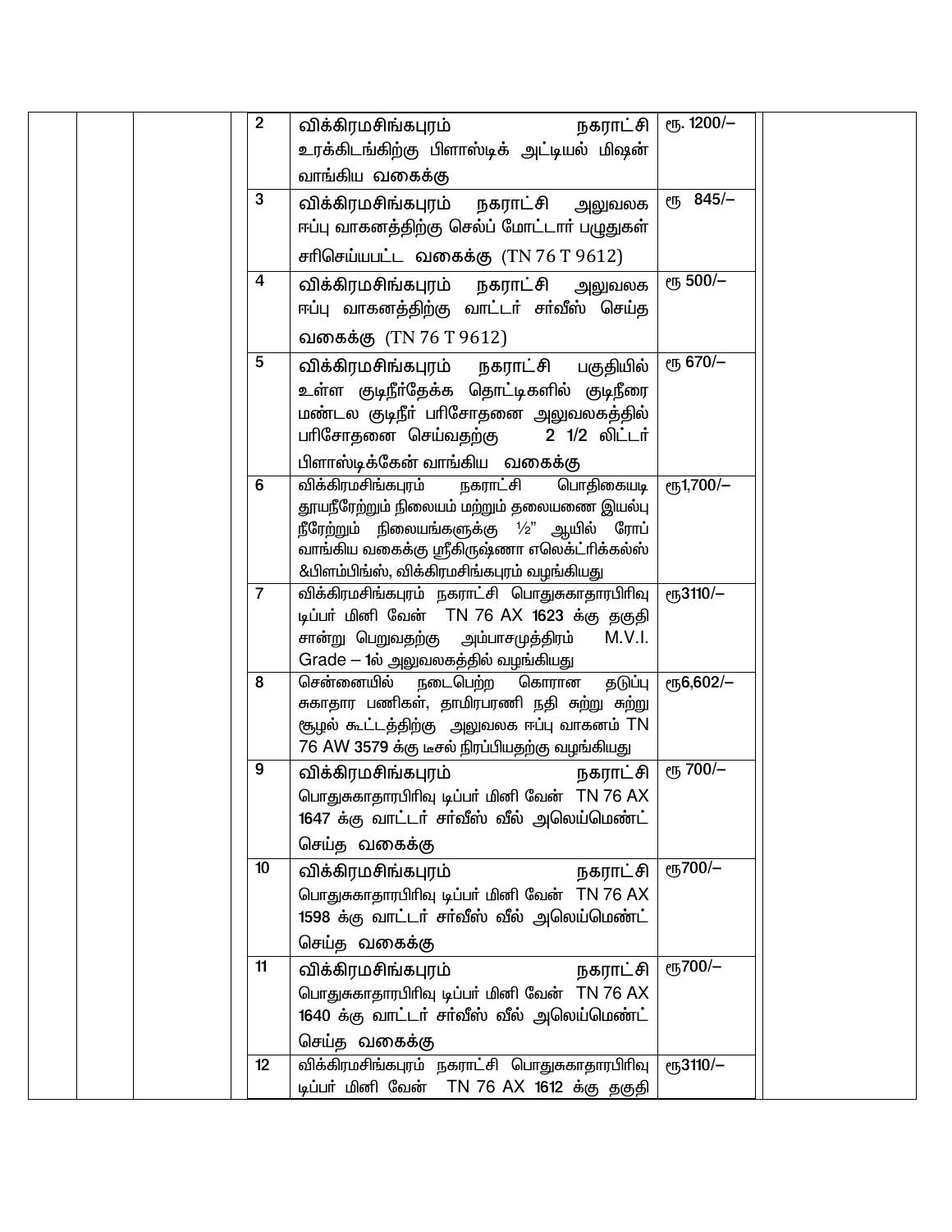| | | | | | | | |
|---|---|---|---|---|---|---|---|
| | | | | 2 | விக்கிரமசிங்கபுரம் நகராட்சி உரக்கிடங்கிற்கு பிளாஸ்டிக் அட்டியல் மிஷன் வாங்கிய வகைக்கு | ரூ. 1200/– | |
| | | | | 3 | விக்கிரமசிங்கபுரம் நகராட்சி அலுவலக ஈப்பு வாகனத்திற்கு செல்ப் மோட்டார் பழுதுகள் சரிசெய்யபட்ட வகைக்கு (TN 76 T 9612) | ரூ 845/– | |
| | | | | 4 | விக்கிரமசிங்கபுரம் நகராட்சி அலுவலக ஈப்பு வாகனத்திற்கு வாட்டர் சர்வீஸ் செய்த வகைக்கு (TN 76 T 9612) | ரூ 500/– | |
| | | | | 5 | விக்கிரமசிங்கபுரம் நகராட்சி பகுதியில் உள்ள குடிநீர்தேக்க தொட்டிகளில் குடிநீரை மண்டல குடிநீர் பரிசோதனை அலுவலகத்தில் பரிசோதனை செய்வதற்கு 2 1/2 லிட்டர் பிளாஸ்டிக்கேன் வாங்கிய வகைக்கு | ரூ 670/– | |
| | | | | 6 | விக்கிரமசிங்கபுரம் நகராட்சி பொதிகையடி தூயநீரேற்றும் நிலையம் மற்றும் தலையணை இயல்பு நீரேற்றும் நிலையங்களுக்கு ½" ஆயில் ரோப் வாங்கிய வகைக்கு ஸ்ரீகிருஷ்ணா எலெக்ட்ரிக்கல்ஸ் &பிளம்பிங்ஸ், விக்கிரமசிங்கபுரம் வழங்கியது | ரூ1,700/– | |
| | | | | 7 | விக்கிரமசிங்கபுரம் நகராட்சி பொதுசுகாதாரபிரிவு டிப்பர் மினி வேன் TN 76 AX 1623 க்கு தகுதி சான்று பெறுவதற்கு அம்பாசமுத்திரம் M.V.I. Grade – 1ல் அலுவலகத்தில் வழங்கியது | ரூ3110/– | |
| | | | | 8 | சென்னையில் நடைபெற்ற கொரான தடுப்பு சுகாதார பணிகள், தாமிரபரணி நதி சுற்று சுற்று சூழல் கூட்டத்திற்கு அலுவலக ஈப்பு வாகனம் TN 76 AW 3579 க்கு டீசல் நிரப்பியதற்கு வழங்கியது | ரூ6,602/– | |
| | | | | 9 | விக்கிரமசிங்கபுரம் நகராட்சி பொதுசுகாதாரபிரிவு டிப்பர் மினி வேன் TN 76 AX 1647 க்கு வாட்டர் சர்வீஸ் வீல் அலெய்மெண்ட் செய்த வகைக்கு | ரூ 700/– | |
| | | | | 10 | விக்கிரமசிங்கபுரம் நகராட்சி பொதுசுகாதாரபிரிவு டிப்பர் மினி வேன் TN 76 AX 1598 க்கு வாட்டர் சர்வீஸ் வீல் அலெய்மெண்ட் செய்த வகைக்கு | ரூ700/– | |
| | | | | 11 | விக்கிரமசிங்கபுரம் நகராட்சி பொதுசுகாதாரபிரிவு டிப்பர் மினி வேன் TN 76 AX 1640 க்கு வாட்டர் சர்வீஸ் வீல் அலெய்மெண்ட் செய்த வகைக்கு | ரூ700/– | |
| | | | | 12 | விக்கிரமசிங்கபுரம் நகராட்சி பொதுசுகாதாரபிரிவு டிப்பர் மினி வேன் TN 76 AX 1612 க்கு தகுதி | ரூ3110/– | |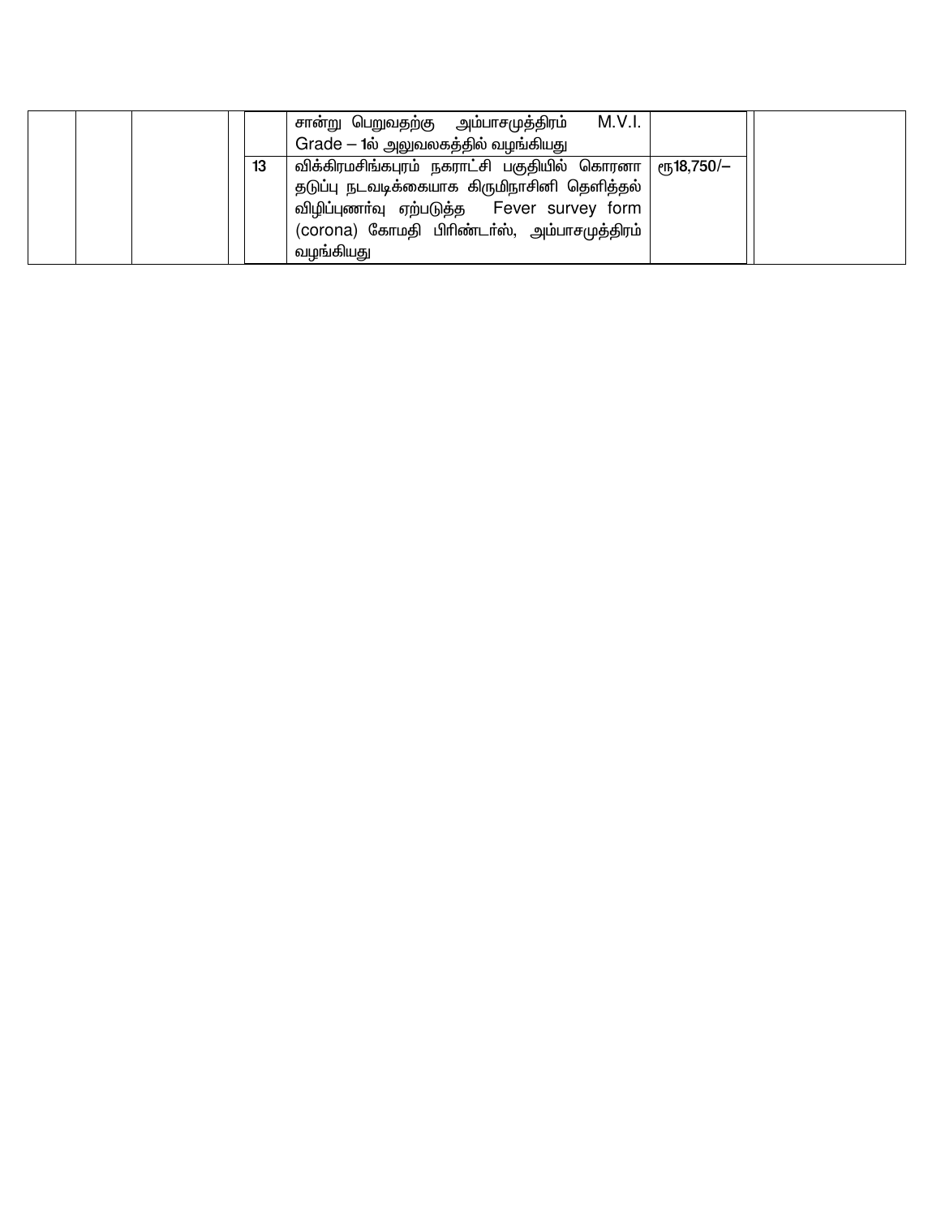| | | | | | | | | |
|---|---|---|---|---|---|---|---|---|
| | | | | | சான்று பெறுவதற்கு அம்பாசமுத்திரம் M.V.I. Grade – 1ல் அலுவலகத்தில் வழங்கியது | | | |
| | | | | 13 | விக்கிரமசிங்கபுரம் நகராட்சி பகுதியில் கொரனா தடுப்பு நடவடிக்கையாக கிருமிநாசினி தெளித்தல் விழிப்புணர்வு ஏற்படுத்த Fever survey form (corona) கோமதி பிரிண்டர்ஸ், அம்பாசமுத்திரம் வழங்கியது | ரூ18,750/– | | |